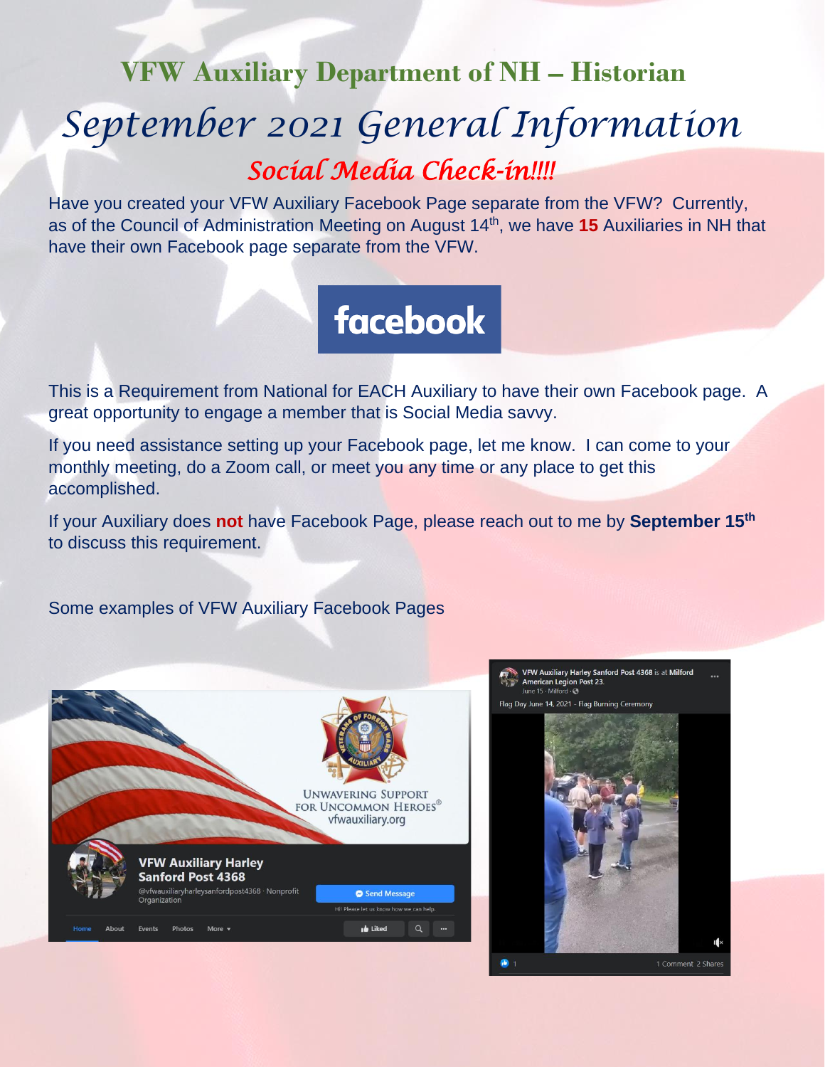# VFW Auxiliary Department of NH – Historian

## *September 2021 General Information*

### *Social Media Check-in!!!!*

Have you created your VFW Auxiliary Facebook Page separate from the VFW? Currently, as of the Council of Administration Meeting on August 14th, we have **15** Auxiliaries in NH that have their own Facebook page separate from the VFW.

facebook

This is a Requirement from National for EACH Auxiliary to have their own Facebook page. A great opportunity to engage a member that is Social Media savvy.

If you need assistance setting up your Facebook page, let me know. I can come to your monthly meeting, do a Zoom call, or meet you any time or any place to get this accomplished.

If your Auxiliary does **not** have Facebook Page, please reach out to me by **September 15th** to discuss this requirement.

Some examples of VFW Auxiliary Facebook Pages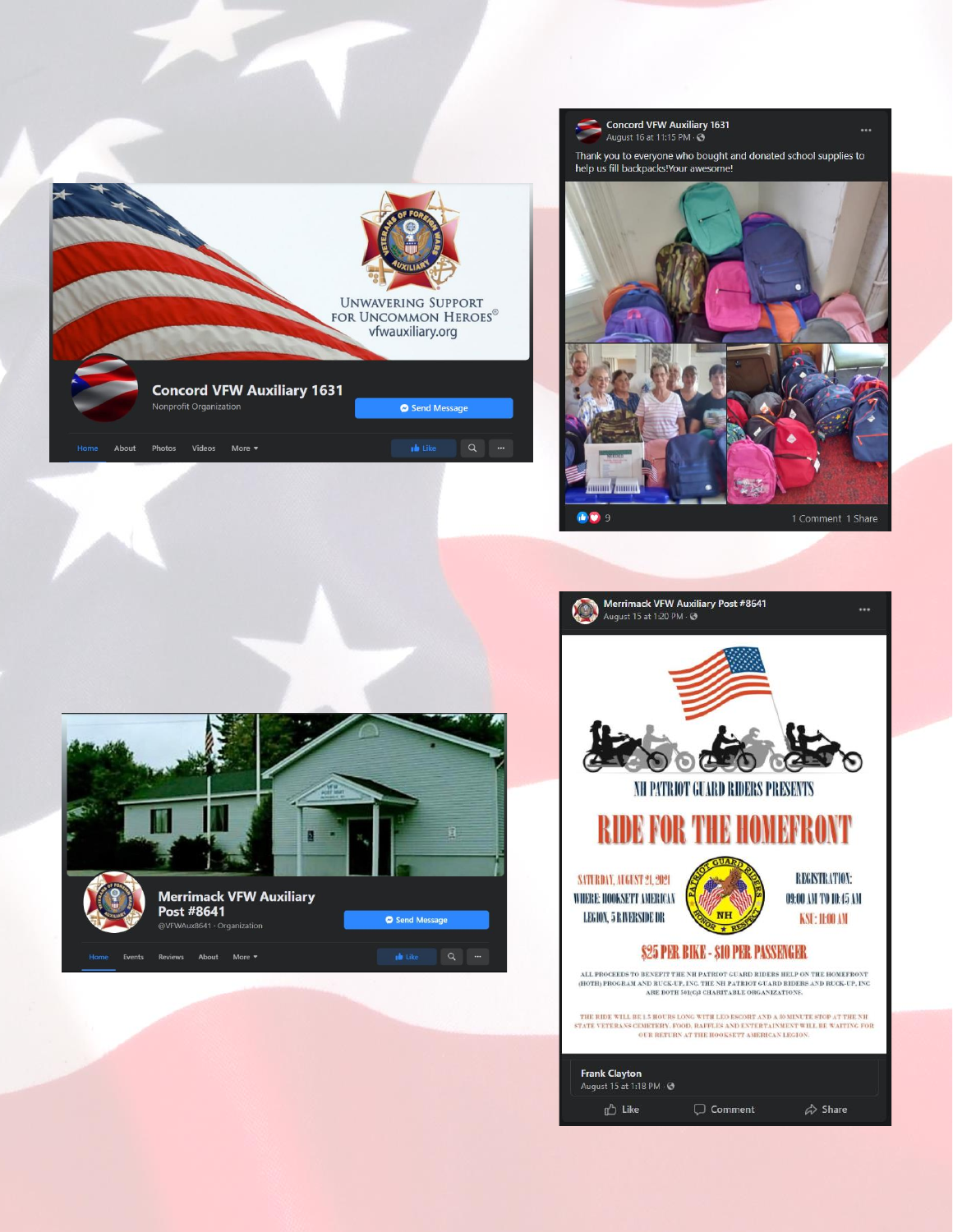Concord VFW Auxiliary 1631

Nonprofit Organization

UNWAVERING SUPPORT FOR UNCOMMON HEROES®
vfwauxiliary.org

Send Message

Home About Photos Videos More

Like

**Concord VFW Auxiliary 1631**
August 16 at 11:15 PM

Thank you to everyone who bought and donated school supplies to help us fill backpacks!Your awesome!

9 1 Comment 1 Share

Merrimack VFW Auxiliary Post #8641

@VFWAux8641 · Organization

Send Message

Home Events Reviews About More

Like

**Merrimack VFW Auxiliary Post #8641**
August 15 at 1:20 PM

NH PATRIOT GUARD RIDERS PRESENTS

RIDE FOR THE HOMEFRONT

SATURDAY, AUGUST 21, 2021
WHERE: HOOKSETT AMERICAN LEGION, 5 RIVERSIDE DR

REGISTRATION: 09:00 AM TO 10:45 AM
KSU: 11:00 AM

$25 PER BIKE - $10 PER PASSENGER

ALL PROCEEDS TO BENEFIT THE NH PATRIOT GUARD RIDERS HELP ON THE HOMEFRONT (HOTH) PROGRAM AND BUCK-UP, INC. THE NH PATRIOT GUARD RIDERS AND BUCK-UP, INC ARE BOTH 501(C)3 CHARITABLE ORGANIZATIONS.

THE RIDE WILL BE 1.5 HOURS LONG WITH LEO ESCORT AND A 30 MINUTE STOP AT THE NH STATE VETERANS CEMETERY. FOOD, RAFFLES AND ENTERTAINMENT WILL BE WAITING FOR OUR RETURN AT THE HOOKSETT AMERICAN LEGION.

Frank Clayton
August 15 at 1:18 PM

Like Comment Share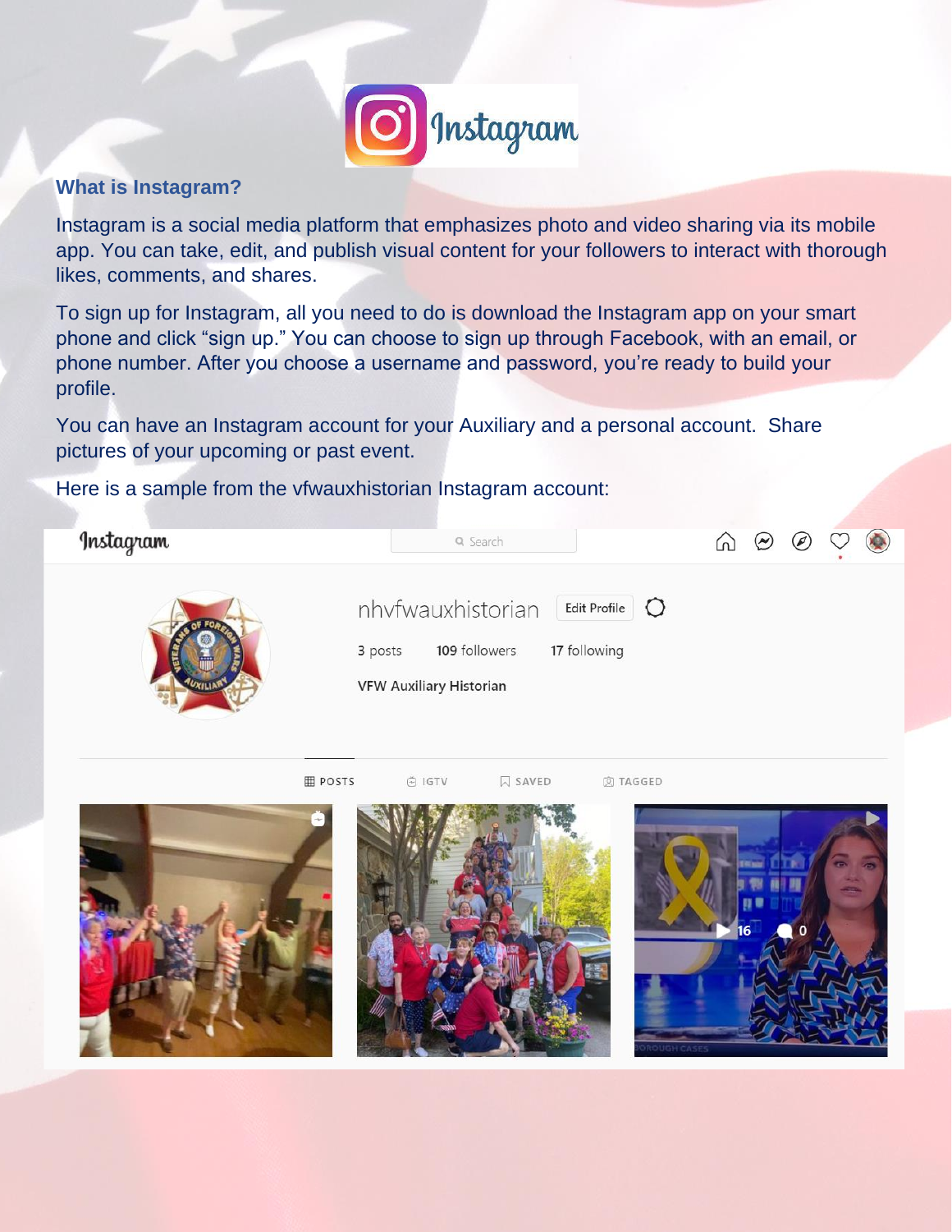## What is Instagram?

Instagram is a social media platform that emphasizes photo and video sharing via its mobile app. You can take, edit, and publish visual content for your followers to interact with thorough likes, comments, and shares.

To sign up for Instagram, all you need to do is download the Instagram app on your smart phone and click "sign up." You can choose to sign up through Facebook, with an email, or phone number. After you choose a username and password, you're ready to build your profile.

You can have an Instagram account for your Auxiliary and a personal account. Share pictures of your upcoming or past event.

Here is a sample from the vfwauxhistorian Instagram account: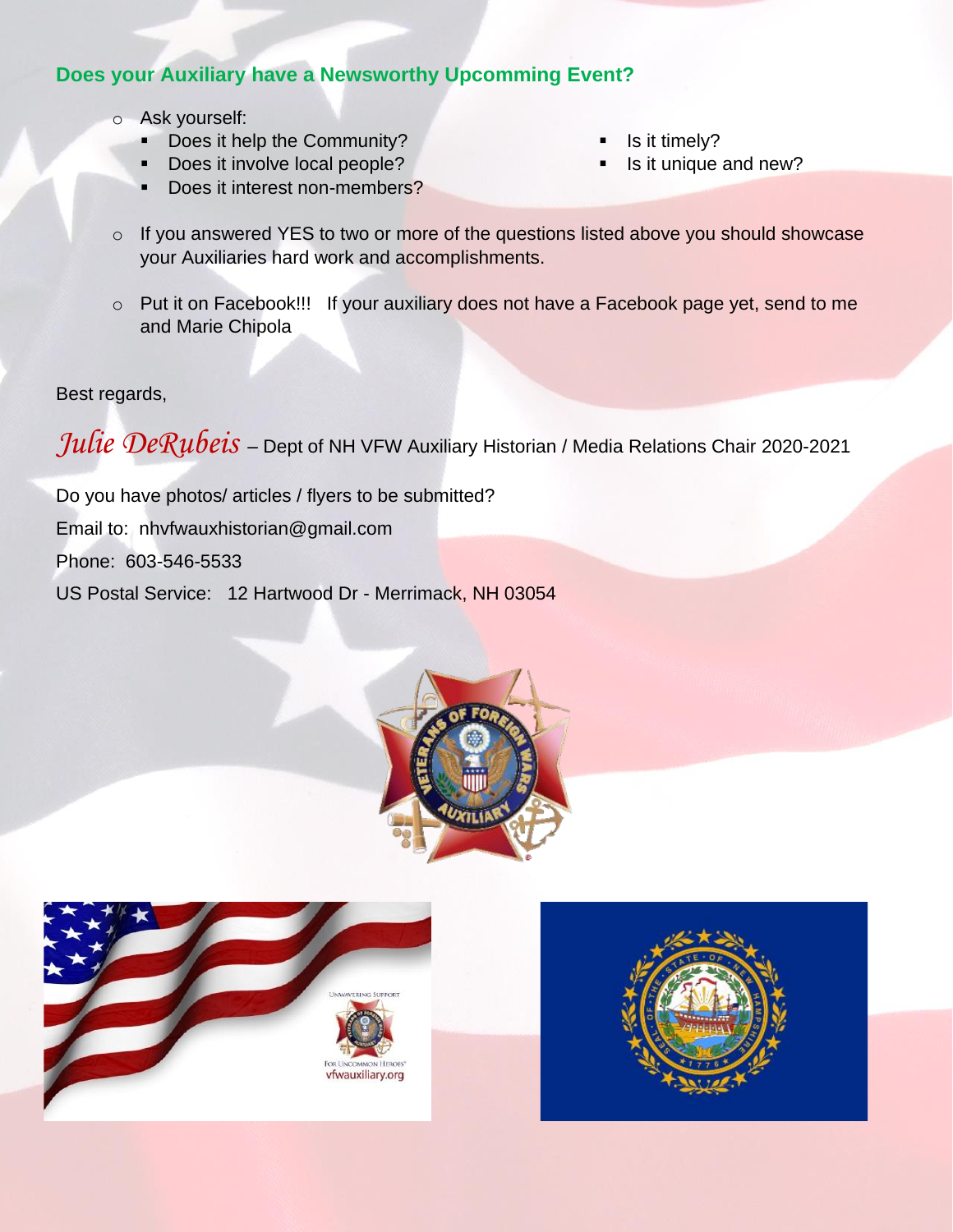## Does your Auxiliary have a Newsworthy Upcomming Event?

- Ask yourself:
  - Does it help the Community?
  - Does it involve local people?
  - Does it interest non-members?
  - Is it timely?
  - Is it unique and new?

- If you answered YES to two or more of the questions listed above you should showcase your Auxiliaries hard work and accomplishments.

- Put it on Facebook!!! If your auxiliary does not have a Facebook page yet, send to me and Marie Chipola

Best regards,

*Julie DeRubeis* – Dept of NH VFW Auxiliary Historian / Media Relations Chair 2020-2021

Do you have photos/ articles / flyers to be submitted?

Email to: nhvfwauxhistorian@gmail.com

Phone: 603-546-5533

US Postal Service: 12 Hartwood Dr - Merrimack, NH 03054